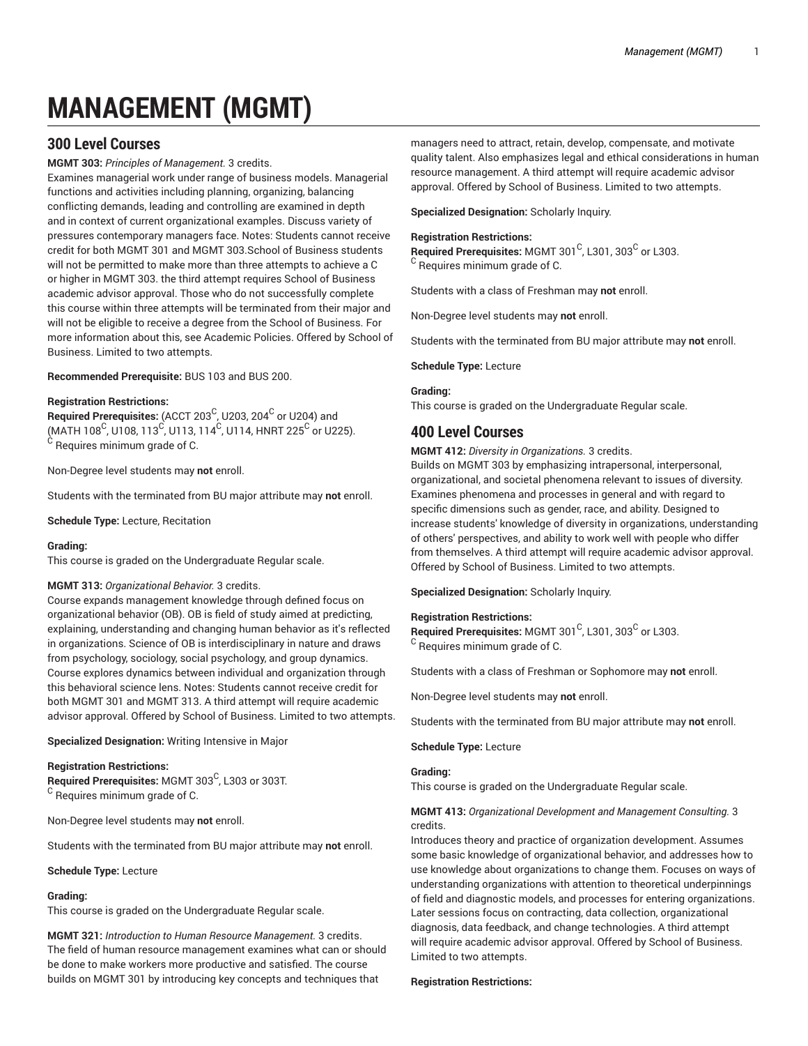# MANAGEMENT (MGMT)

## 300 Level Courses

**MGMT 303:** *Principles of Management.* 3 credits.
Examines managerial work under range of business models. Managerial functions and activities including planning, organizing, balancing conflicting demands, leading and controlling are examined in depth and in context of current organizational examples. Discuss variety of pressures contemporary managers face. Notes: Students cannot receive credit for both MGMT 301 and MGMT 303.School of Business students will not be permitted to make more than three attempts to achieve a C or higher in MGMT 303. the third attempt requires School of Business academic advisor approval. Those who do not successfully complete this course within three attempts will be terminated from their major and will not be eligible to receive a degree from the School of Business. For more information about this, see Academic Policies. Offered by School of Business. Limited to two attempts.

**Recommended Prerequisite:** BUS 103 and BUS 200.

**Registration Restrictions:**
**Required Prerequisites:** (ACCT 203[C], U203, 204[C] or U204) and (MATH 108[C], U108, 113[C], U113, 114[C], U114, HNRT 225[C] or U225).
[C] Requires minimum grade of C.

Non-Degree level students may **not** enroll.

Students with the terminated from BU major attribute may **not** enroll.

**Schedule Type:** Lecture, Recitation

**Grading:**
This course is graded on the Undergraduate Regular scale.

**MGMT 313:** *Organizational Behavior.* 3 credits.
Course expands management knowledge through defined focus on organizational behavior (OB). OB is field of study aimed at predicting, explaining, understanding and changing human behavior as it's reflected in organizations. Science of OB is interdisciplinary in nature and draws from psychology, sociology, social psychology, and group dynamics. Course explores dynamics between individual and organization through this behavioral science lens. Notes: Students cannot receive credit for both MGMT 301 and MGMT 313. A third attempt will require academic advisor approval. Offered by School of Business. Limited to two attempts.

**Specialized Designation:** Writing Intensive in Major

**Registration Restrictions:**
**Required Prerequisites:** MGMT 303[C], L303 or 303T.
[C] Requires minimum grade of C.

Non-Degree level students may **not** enroll.

Students with the terminated from BU major attribute may **not** enroll.

**Schedule Type:** Lecture

**Grading:**
This course is graded on the Undergraduate Regular scale.

**MGMT 321:** *Introduction to Human Resource Management.* 3 credits.
The field of human resource management examines what can or should be done to make workers more productive and satisfied. The course builds on MGMT 301 by introducing key concepts and techniques that managers need to attract, retain, develop, compensate, and motivate quality talent. Also emphasizes legal and ethical considerations in human resource management. A third attempt will require academic advisor approval. Offered by School of Business. Limited to two attempts.

**Specialized Designation:** Scholarly Inquiry.

**Registration Restrictions:**
**Required Prerequisites:** MGMT 301[C], L301, 303[C] or L303.
[C] Requires minimum grade of C.

Students with a class of Freshman may **not** enroll.

Non-Degree level students may **not** enroll.

Students with the terminated from BU major attribute may **not** enroll.

**Schedule Type:** Lecture

**Grading:**
This course is graded on the Undergraduate Regular scale.

## 400 Level Courses

**MGMT 412:** *Diversity in Organizations.* 3 credits.
Builds on MGMT 303 by emphasizing intrapersonal, interpersonal, organizational, and societal phenomena relevant to issues of diversity. Examines phenomena and processes in general and with regard to specific dimensions such as gender, race, and ability. Designed to increase students' knowledge of diversity in organizations, understanding of others' perspectives, and ability to work well with people who differ from themselves. A third attempt will require academic advisor approval. Offered by School of Business. Limited to two attempts.

**Specialized Designation:** Scholarly Inquiry.

**Registration Restrictions:**
**Required Prerequisites:** MGMT 301[C], L301, 303[C] or L303.
[C] Requires minimum grade of C.

Students with a class of Freshman or Sophomore may **not** enroll.

Non-Degree level students may **not** enroll.

Students with the terminated from BU major attribute may **not** enroll.

**Schedule Type:** Lecture

**Grading:**
This course is graded on the Undergraduate Regular scale.

**MGMT 413:** *Organizational Development and Management Consulting.* 3 credits.
Introduces theory and practice of organization development. Assumes some basic knowledge of organizational behavior, and addresses how to use knowledge about organizations to change them. Focuses on ways of understanding organizations with attention to theoretical underpinnings of field and diagnostic models, and processes for entering organizations. Later sessions focus on contracting, data collection, organizational diagnosis, data feedback, and change technologies. A third attempt will require academic advisor approval. Offered by School of Business. Limited to two attempts.

**Registration Restrictions:**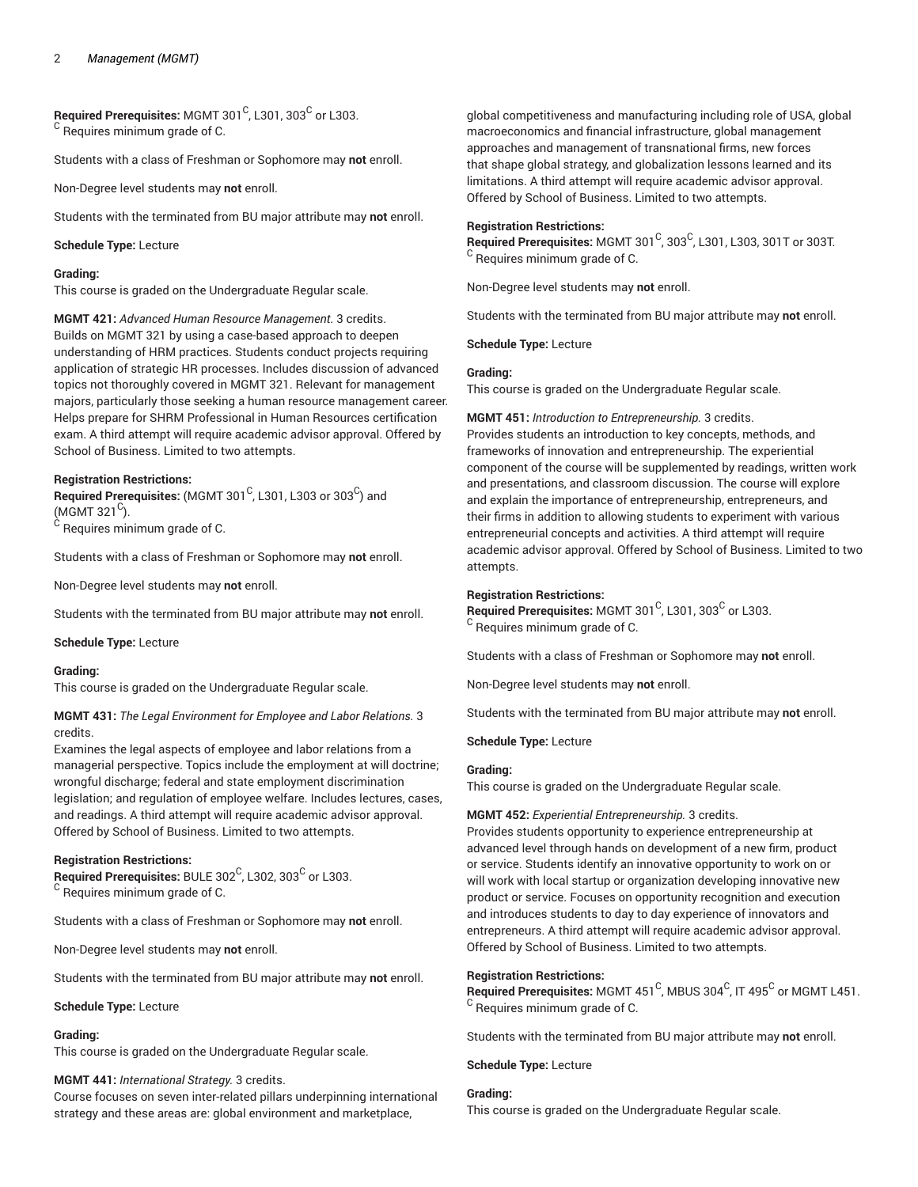**Required Prerequisites:** MGMT 301 $^{C}$, L301, 303 $^{C}$ or L303.
$^{C}$ Requires minimum grade of C.

Students with a class of Freshman or Sophomore may **not** enroll.

Non-Degree level students may **not** enroll.

Students with the terminated from BU major attribute may **not** enroll.

**Schedule Type:** Lecture

**Grading:**
This course is graded on the Undergraduate Regular scale.

**MGMT 421:** *Advanced Human Resource Management.* 3 credits.
Builds on MGMT 321 by using a case-based approach to deepen understanding of HRM practices. Students conduct projects requiring application of strategic HR processes. Includes discussion of advanced topics not thoroughly covered in MGMT 321. Relevant for management majors, particularly those seeking a human resource management career. Helps prepare for SHRM Professional in Human Resources certification exam. A third attempt will require academic advisor approval. Offered by School of Business. Limited to two attempts.

**Registration Restrictions:**
**Required Prerequisites:** (MGMT 301 $^{C}$, L301, L303 or 303 $^{C}$) and (MGMT 321 $^{C}$).
$^{C}$ Requires minimum grade of C.

Students with a class of Freshman or Sophomore may **not** enroll.

Non-Degree level students may **not** enroll.

Students with the terminated from BU major attribute may **not** enroll.

**Schedule Type:** Lecture

**Grading:**
This course is graded on the Undergraduate Regular scale.

**MGMT 431:** *The Legal Environment for Employee and Labor Relations.* 3 credits.
Examines the legal aspects of employee and labor relations from a managerial perspective. Topics include the employment at will doctrine; wrongful discharge; federal and state employment discrimination legislation; and regulation of employee welfare. Includes lectures, cases, and readings. A third attempt will require academic advisor approval. Offered by School of Business. Limited to two attempts.

**Registration Restrictions:**
**Required Prerequisites:** BULE 302 $^{C}$, L302, 303 $^{C}$ or L303.
$^{C}$ Requires minimum grade of C.

Students with a class of Freshman or Sophomore may **not** enroll.

Non-Degree level students may **not** enroll.

Students with the terminated from BU major attribute may **not** enroll.

**Schedule Type:** Lecture

**Grading:**
This course is graded on the Undergraduate Regular scale.

**MGMT 441:** *International Strategy.* 3 credits.
Course focuses on seven inter-related pillars underpinning international strategy and these areas are: global environment and marketplace, global competitiveness and manufacturing including role of USA, global macroeconomics and financial infrastructure, global management approaches and management of transnational firms, new forces that shape global strategy, and globalization lessons learned and its limitations. A third attempt will require academic advisor approval. Offered by School of Business. Limited to two attempts.

**Registration Restrictions:**
**Required Prerequisites:** MGMT 301 $^{C}$, 303 $^{C}$, L301, L303, 301T or 303T.
$^{C}$ Requires minimum grade of C.

Non-Degree level students may **not** enroll.

Students with the terminated from BU major attribute may **not** enroll.

**Schedule Type:** Lecture

**Grading:**
This course is graded on the Undergraduate Regular scale.

**MGMT 451:** *Introduction to Entrepreneurship.* 3 credits.
Provides students an introduction to key concepts, methods, and frameworks of innovation and entrepreneurship. The experiential component of the course will be supplemented by readings, written work and presentations, and classroom discussion. The course will explore and explain the importance of entrepreneurship, entrepreneurs, and their firms in addition to allowing students to experiment with various entrepreneurial concepts and activities. A third attempt will require academic advisor approval. Offered by School of Business. Limited to two attempts.

**Registration Restrictions:**
**Required Prerequisites:** MGMT 301 $^{C}$, L301, 303 $^{C}$ or L303.
$^{C}$ Requires minimum grade of C.

Students with a class of Freshman or Sophomore may **not** enroll.

Non-Degree level students may **not** enroll.

Students with the terminated from BU major attribute may **not** enroll.

**Schedule Type:** Lecture

**Grading:**
This course is graded on the Undergraduate Regular scale.

**MGMT 452:** *Experiential Entrepreneurship.* 3 credits.
Provides students opportunity to experience entrepreneurship at advanced level through hands on development of a new firm, product or service. Students identify an innovative opportunity to work on or will work with local startup or organization developing innovative new product or service. Focuses on opportunity recognition and execution and introduces students to day to day experience of innovators and entrepreneurs. A third attempt will require academic advisor approval. Offered by School of Business. Limited to two attempts.

**Registration Restrictions:**
**Required Prerequisites:** MGMT 451 $^{C}$, MBUS 304 $^{C}$, IT 495 $^{C}$ or MGMT L451.
$^{C}$ Requires minimum grade of C.

Students with the terminated from BU major attribute may **not** enroll.

**Schedule Type:** Lecture

**Grading:**
This course is graded on the Undergraduate Regular scale.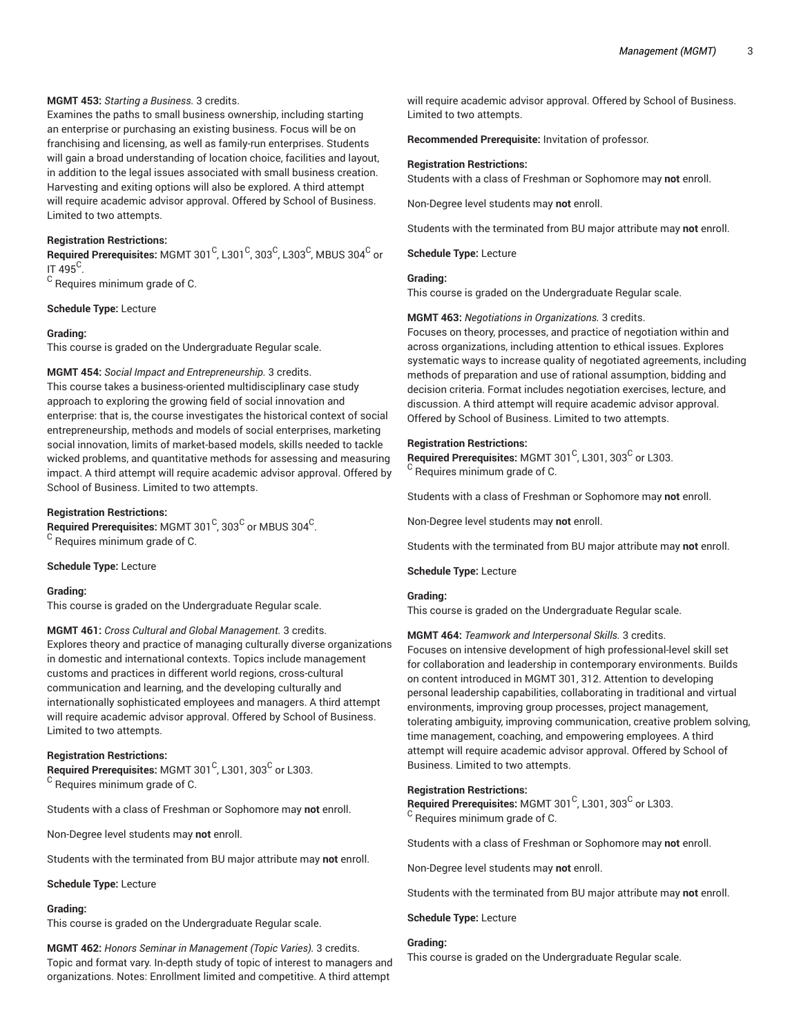**MGMT 453:** *Starting a Business.* 3 credits.
Examines the paths to small business ownership, including starting an enterprise or purchasing an existing business. Focus will be on franchising and licensing, as well as family-run enterprises. Students will gain a broad understanding of location choice, facilities and layout, in addition to the legal issues associated with small business creation. Harvesting and exiting options will also be explored. A third attempt will require academic advisor approval. Offered by School of Business. Limited to two attempts.

**Registration Restrictions:**
**Required Prerequisites:** MGMT 301^C, L301^C, 303^C, L303^C, MBUS 304^C or IT 495^C.
^C Requires minimum grade of C.

**Schedule Type:** Lecture

**Grading:**
This course is graded on the Undergraduate Regular scale.

**MGMT 454:** *Social Impact and Entrepreneurship.* 3 credits.
This course takes a business-oriented multidisciplinary case study approach to exploring the growing field of social innovation and enterprise: that is, the course investigates the historical context of social entrepreneurship, methods and models of social enterprises, marketing social innovation, limits of market-based models, skills needed to tackle wicked problems, and quantitative methods for assessing and measuring impact. A third attempt will require academic advisor approval. Offered by School of Business. Limited to two attempts.

**Registration Restrictions:**
**Required Prerequisites:** MGMT 301^C, 303^C or MBUS 304^C.
^C Requires minimum grade of C.

**Schedule Type:** Lecture

**Grading:**
This course is graded on the Undergraduate Regular scale.

**MGMT 461:** *Cross Cultural and Global Management.* 3 credits.
Explores theory and practice of managing culturally diverse organizations in domestic and international contexts. Topics include management customs and practices in different world regions, cross-cultural communication and learning, and the developing culturally and internationally sophisticated employees and managers. A third attempt will require academic advisor approval. Offered by School of Business. Limited to two attempts.

**Registration Restrictions:**
**Required Prerequisites:** MGMT 301^C, L301, 303^C or L303.
^C Requires minimum grade of C.

Students with a class of Freshman or Sophomore may **not** enroll.

Non-Degree level students may **not** enroll.

Students with the terminated from BU major attribute may **not** enroll.

**Schedule Type:** Lecture

**Grading:**
This course is graded on the Undergraduate Regular scale.

**MGMT 462:** *Honors Seminar in Management (Topic Varies).* 3 credits.
Topic and format vary. In-depth study of topic of interest to managers and organizations. Notes: Enrollment limited and competitive. A third attempt will require academic advisor approval. Offered by School of Business. Limited to two attempts.

**Recommended Prerequisite:** Invitation of professor.

**Registration Restrictions:**
Students with a class of Freshman or Sophomore may **not** enroll.

Non-Degree level students may **not** enroll.

Students with the terminated from BU major attribute may **not** enroll.

**Schedule Type:** Lecture

**Grading:**
This course is graded on the Undergraduate Regular scale.

**MGMT 463:** *Negotiations in Organizations.* 3 credits.
Focuses on theory, processes, and practice of negotiation within and across organizations, including attention to ethical issues. Explores systematic ways to increase quality of negotiated agreements, including methods of preparation and use of rational assumption, bidding and decision criteria. Format includes negotiation exercises, lecture, and discussion. A third attempt will require academic advisor approval. Offered by School of Business. Limited to two attempts.

**Registration Restrictions:**
**Required Prerequisites:** MGMT 301^C, L301, 303^C or L303.
^C Requires minimum grade of C.

Students with a class of Freshman or Sophomore may **not** enroll.

Non-Degree level students may **not** enroll.

Students with the terminated from BU major attribute may **not** enroll.

**Schedule Type:** Lecture

**Grading:**
This course is graded on the Undergraduate Regular scale.

**MGMT 464:** *Teamwork and Interpersonal Skills.* 3 credits.
Focuses on intensive development of high professional-level skill set for collaboration and leadership in contemporary environments. Builds on content introduced in MGMT 301, 312. Attention to developing personal leadership capabilities, collaborating in traditional and virtual environments, improving group processes, project management, tolerating ambiguity, improving communication, creative problem solving, time management, coaching, and empowering employees. A third attempt will require academic advisor approval. Offered by School of Business. Limited to two attempts.

**Registration Restrictions:**
**Required Prerequisites:** MGMT 301^C, L301, 303^C or L303.
^C Requires minimum grade of C.

Students with a class of Freshman or Sophomore may **not** enroll.

Non-Degree level students may **not** enroll.

Students with the terminated from BU major attribute may **not** enroll.

**Schedule Type:** Lecture

**Grading:**
This course is graded on the Undergraduate Regular scale.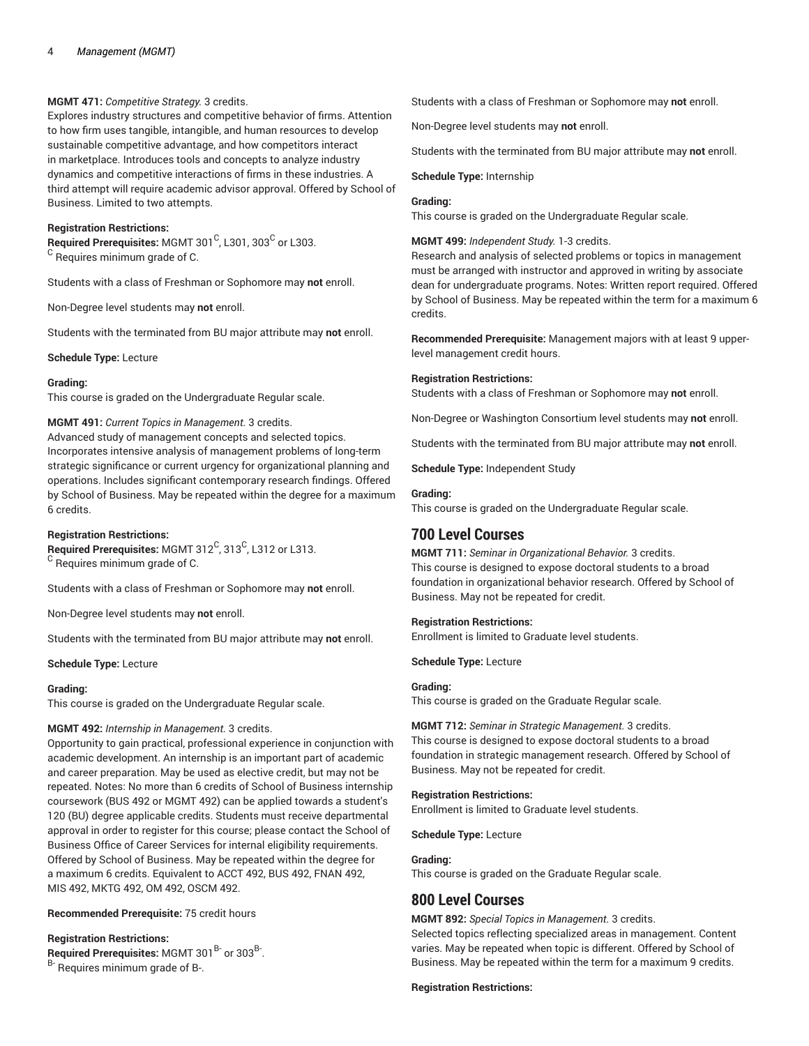**MGMT 471:** *Competitive Strategy.* 3 credits.
Explores industry structures and competitive behavior of firms. Attention to how firm uses tangible, intangible, and human resources to develop sustainable competitive advantage, and how competitors interact in marketplace. Introduces tools and concepts to analyze industry dynamics and competitive interactions of firms in these industries. A third attempt will require academic advisor approval. Offered by School of Business. Limited to two attempts.

**Registration Restrictions:**
**Required Prerequisites:** MGMT 301[C], L301, 303[C] or L303.
[C] Requires minimum grade of C.

Students with a class of Freshman or Sophomore may **not** enroll.

Non-Degree level students may **not** enroll.

Students with the terminated from BU major attribute may **not** enroll.

**Schedule Type:** Lecture

**Grading:**
This course is graded on the Undergraduate Regular scale.

**MGMT 491:** *Current Topics in Management.* 3 credits.
Advanced study of management concepts and selected topics. Incorporates intensive analysis of management problems of long-term strategic significance or current urgency for organizational planning and operations. Includes significant contemporary research findings. Offered by School of Business. May be repeated within the degree for a maximum 6 credits.

**Registration Restrictions:**
**Required Prerequisites:** MGMT 312[C], 313[C], L312 or L313.
[C] Requires minimum grade of C.

Students with a class of Freshman or Sophomore may **not** enroll.

Non-Degree level students may **not** enroll.

Students with the terminated from BU major attribute may **not** enroll.

**Schedule Type:** Lecture

**Grading:**
This course is graded on the Undergraduate Regular scale.

**MGMT 492:** *Internship in Management.* 3 credits.
Opportunity to gain practical, professional experience in conjunction with academic development. An internship is an important part of academic and career preparation. May be used as elective credit, but may not be repeated. Notes: No more than 6 credits of School of Business internship coursework (BUS 492 or MGMT 492) can be applied towards a student's 120 (BU) degree applicable credits. Students must receive departmental approval in order to register for this course; please contact the School of Business Office of Career Services for internal eligibility requirements. Offered by School of Business. May be repeated within the degree for a maximum 6 credits. Equivalent to ACCT 492, BUS 492, FNAN 492, MIS 492, MKTG 492, OM 492, OSCM 492.

**Recommended Prerequisite:** 75 credit hours

**Registration Restrictions:**
**Required Prerequisites:** MGMT 301[B-] or 303[B-].
[B-] Requires minimum grade of B-.

Students with a class of Freshman or Sophomore may **not** enroll.

Non-Degree level students may **not** enroll.

Students with the terminated from BU major attribute may **not** enroll.

**Schedule Type:** Internship

**Grading:**
This course is graded on the Undergraduate Regular scale.

**MGMT 499:** *Independent Study.* 1-3 credits.
Research and analysis of selected problems or topics in management must be arranged with instructor and approved in writing by associate dean for undergraduate programs. Notes: Written report required. Offered by School of Business. May be repeated within the term for a maximum 6 credits.

**Recommended Prerequisite:** Management majors with at least 9 upper-level management credit hours.

**Registration Restrictions:**
Students with a class of Freshman or Sophomore may **not** enroll.

Non-Degree or Washington Consortium level students may **not** enroll.

Students with the terminated from BU major attribute may **not** enroll.

**Schedule Type:** Independent Study

**Grading:**
This course is graded on the Undergraduate Regular scale.

## 700 Level Courses

**MGMT 711:** *Seminar in Organizational Behavior.* 3 credits.
This course is designed to expose doctoral students to a broad foundation in organizational behavior research. Offered by School of Business. May not be repeated for credit.

**Registration Restrictions:**
Enrollment is limited to Graduate level students.

**Schedule Type:** Lecture

**Grading:**
This course is graded on the Graduate Regular scale.

**MGMT 712:** *Seminar in Strategic Management.* 3 credits.
This course is designed to expose doctoral students to a broad foundation in strategic management research. Offered by School of Business. May not be repeated for credit.

**Registration Restrictions:**
Enrollment is limited to Graduate level students.

**Schedule Type:** Lecture

**Grading:**
This course is graded on the Graduate Regular scale.

## 800 Level Courses

**MGMT 892:** *Special Topics in Management.* 3 credits.
Selected topics reflecting specialized areas in management. Content varies. May be repeated when topic is different. Offered by School of Business. May be repeated within the term for a maximum 9 credits.

**Registration Restrictions:**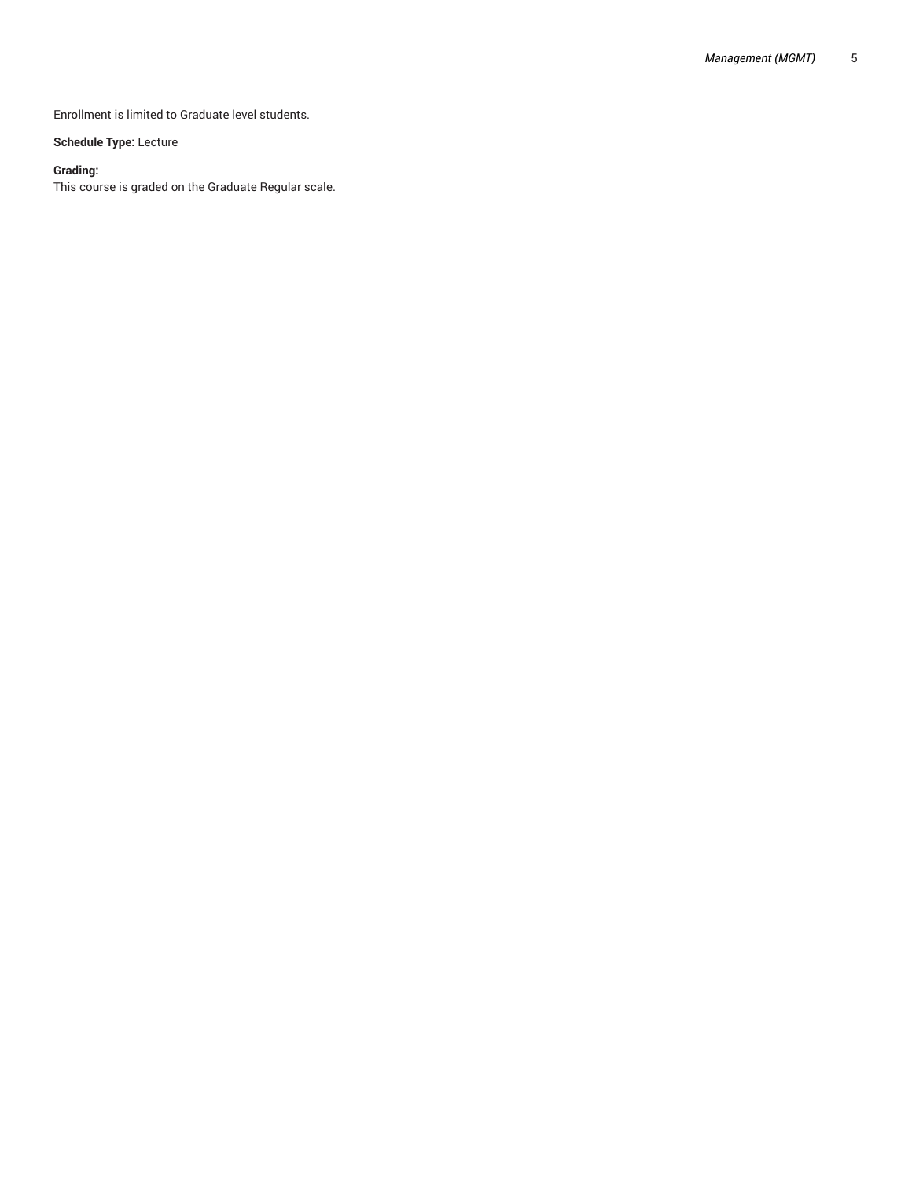Enrollment is limited to Graduate level students.

**Schedule Type:** Lecture

**Grading:**
This course is graded on the Graduate Regular scale.